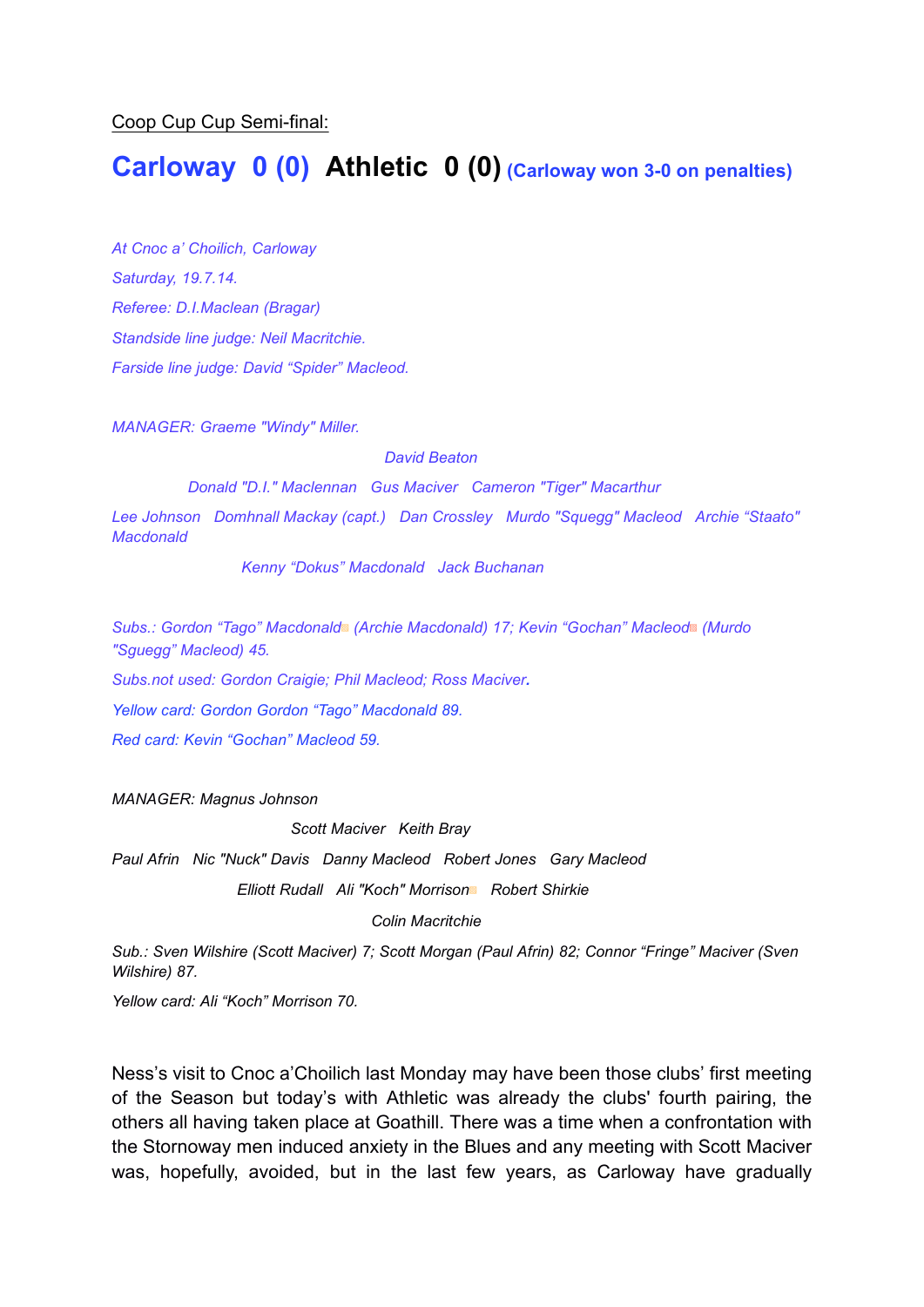Coop Cup Cup Semi-final:

## Carloway 0 (0) Athletic 0 (0) (Carloway won 3-0 on penalties)

*At Cnoc a' Choilich, Carloway*

*Saturday, 19.7.14.*

*Referee: D.I.Maclean (Bragar)*

*Standside line judge: Neil Macritchie.*

*Farside line judge: David "Spider" Macleod.*

*MANAGER: Graeme "Windy" Miller.*

*David Beaton*

*Donald "D.I." Maclennan Gus Maciver Cameron "Tiger" Macarthur*

*Lee Johnson Domhnall Mackay (capt.) Dan Crossley Murdo "Squegg" Macleod Archie "Staato" Macdonald*

*Kenny "Dokus" Macdonald Jack Buchanan*

*Subs.: Gordon "Tago" Macdonald (Archie Macdonald) 17; Kevin "Gochan" Macleod (Murdo "Sguegg" Macleod) 45.*

*Subs.not used: Gordon Craigie; Phil Macleod; Ross Maciver.*

*Yellow card: Gordon Gordon "Tago" Macdonald 89.*

*Red card: Kevin "Gochan" Macleod 59.*

*MANAGER: Magnus Johnson*

*Scott Maciver Keith Bray*

*Paul Afrin Nic "Nuck" Davis Danny Macleod Robert Jones Gary Macleod*

*Elliott Rudall Ali "Koch" Morrison Robert Shirkie*

*Colin Macritchie*

*Sub.: Sven Wilshire (Scott Maciver) 7; Scott Morgan (Paul Afrin) 82; Connor "Fringe" Maciver (Sven Wilshire) 87.*

*Yellow card: Ali "Koch" Morrison 70.*

Ness's visit to Cnoc a'Choilich last Monday may have been those clubs' first meeting of the Season but today's with Athletic was already the clubs' fourth pairing, the others all having taken place at Goathill. There was a time when a confrontation with the Stornoway men induced anxiety in the Blues and any meeting with Scott Maciver was, hopefully, avoided, but in the last few years, as Carloway have gradually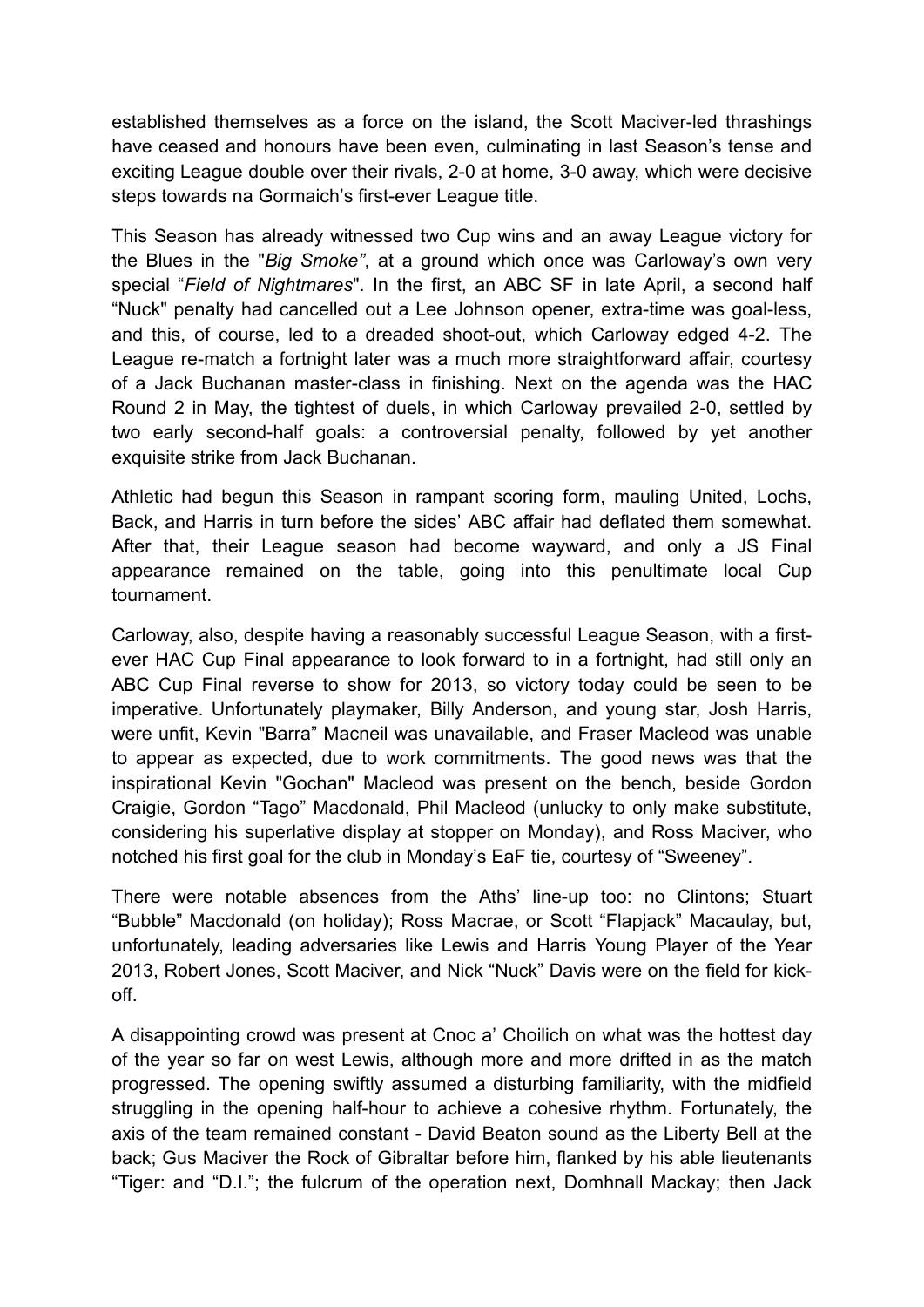established themselves as a force on the island, the Scott Maciver-led thrashings have ceased and honours have been even, culminating in last Season's tense and exciting League double over their rivals, 2-0 at home, 3-0 away, which were decisive steps towards na Gormaich's first-ever League title.

This Season has already witnessed two Cup wins and an away League victory for the Blues in the "*Big Smoke"*, at a ground which once was Carloway's own very special "*Field of Nightmares*". In the first, an ABC SF in late April, a second half "Nuck" penalty had cancelled out a Lee Johnson opener, extra-time was goal-less, and this, of course, led to a dreaded shoot-out, which Carloway edged 4-2. The League re-match a fortnight later was a much more straightforward affair, courtesy of a Jack Buchanan master-class in finishing. Next on the agenda was the HAC Round 2 in May, the tightest of duels, in which Carloway prevailed 2-0, settled by two early second-half goals: a controversial penalty, followed by yet another exquisite strike from Jack Buchanan.

Athletic had begun this Season in rampant scoring form, mauling United, Lochs, Back, and Harris in turn before the sides' ABC affair had deflated them somewhat. After that, their League season had become wayward, and only a JS Final appearance remained on the table, going into this penultimate local Cup tournament.

Carloway, also, despite having a reasonably successful League Season, with a first-ever HAC Cup Final appearance to look forward to in a fortnight, had still only an ABC Cup Final reverse to show for 2013, so victory today could be seen to be imperative. Unfortunately playmaker, Billy Anderson, and young star, Josh Harris, were unfit, Kevin "Barra" Macneil was unavailable, and Fraser Macleod was unable to appear as expected, due to work commitments. The good news was that the inspirational Kevin "Gochan" Macleod was present on the bench, beside Gordon Craigie, Gordon "Tago" Macdonald, Phil Macleod (unlucky to only make substitute, considering his superlative display at stopper on Monday), and Ross Maciver, who notched his first goal for the club in Monday's EaF tie, courtesy of "Sweeney".

There were notable absences from the Aths' line-up too: no Clintons; Stuart "Bubble" Macdonald (on holiday); Ross Macrae, or Scott "Flapjack" Macaulay, but, unfortunately, leading adversaries like Lewis and Harris Young Player of the Year 2013, Robert Jones, Scott Maciver, and Nick "Nuck" Davis were on the field for kick-off.

A disappointing crowd was present at Cnoc a' Choilich on what was the hottest day of the year so far on west Lewis, although more and more drifted in as the match progressed. The opening swiftly assumed a disturbing familiarity, with the midfield struggling in the opening half-hour to achieve a cohesive rhythm. Fortunately, the axis of the team remained constant - David Beaton sound as the Liberty Bell at the back; Gus Maciver the Rock of Gibraltar before him, flanked by his able lieutenants "Tiger: and "D.I."; the fulcrum of the operation next, Domhnall Mackay; then Jack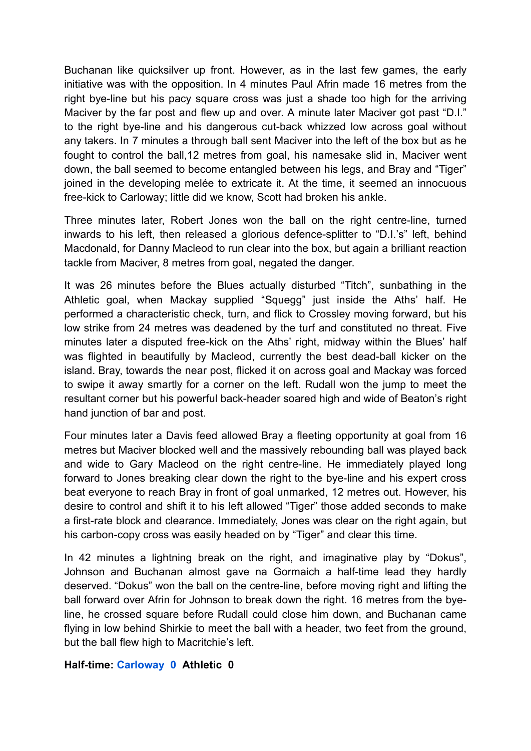Buchanan like quicksilver up front. However, as in the last few games, the early initiative was with the opposition. In 4 minutes Paul Afrin made 16 metres from the right bye-line but his pacy square cross was just a shade too high for the arriving Maciver by the far post and flew up and over. A minute later Maciver got past "D.I." to the right bye-line and his dangerous cut-back whizzed low across goal without any takers. In 7 minutes a through ball sent Maciver into the left of the box but as he fought to control the ball,12 metres from goal, his namesake slid in, Maciver went down, the ball seemed to become entangled between his legs, and Bray and "Tiger" joined in the developing melée to extricate it. At the time, it seemed an innocuous free-kick to Carloway; little did we know, Scott had broken his ankle.

Three minutes later, Robert Jones won the ball on the right centre-line, turned inwards to his left, then released a glorious defence-splitter to "D.I.'s" left, behind Macdonald, for Danny Macleod to run clear into the box, but again a brilliant reaction tackle from Maciver, 8 metres from goal, negated the danger.

It was 26 minutes before the Blues actually disturbed "Titch", sunbathing in the Athletic goal, when Mackay supplied "Squegg" just inside the Aths' half. He performed a characteristic check, turn, and flick to Crossley moving forward, but his low strike from 24 metres was deadened by the turf and constituted no threat. Five minutes later a disputed free-kick on the Aths' right, midway within the Blues' half was flighted in beautifully by Macleod, currently the best dead-ball kicker on the island. Bray, towards the near post, flicked it on across goal and Mackay was forced to swipe it away smartly for a corner on the left. Rudall won the jump to meet the resultant corner but his powerful back-header soared high and wide of Beaton's right hand junction of bar and post.

Four minutes later a Davis feed allowed Bray a fleeting opportunity at goal from 16 metres but Maciver blocked well and the massively rebounding ball was played back and wide to Gary Macleod on the right centre-line. He immediately played long forward to Jones breaking clear down the right to the bye-line and his expert cross beat everyone to reach Bray in front of goal unmarked, 12 metres out. However, his desire to control and shift it to his left allowed "Tiger" those added seconds to make a first-rate block and clearance. Immediately, Jones was clear on the right again, but his carbon-copy cross was easily headed on by "Tiger" and clear this time.

In 42 minutes a lightning break on the right, and imaginative play by "Dokus", Johnson and Buchanan almost gave na Gormaich a half-time lead they hardly deserved. "Dokus" won the ball on the centre-line, before moving right and lifting the ball forward over Afrin for Johnson to break down the right. 16 metres from the bye-line, he crossed square before Rudall could close him down, and Buchanan came flying in low behind Shirkie to meet the ball with a header, two feet from the ground, but the ball flew high to Macritchie's left.

**Half-time: Carloway 0 Athletic 0**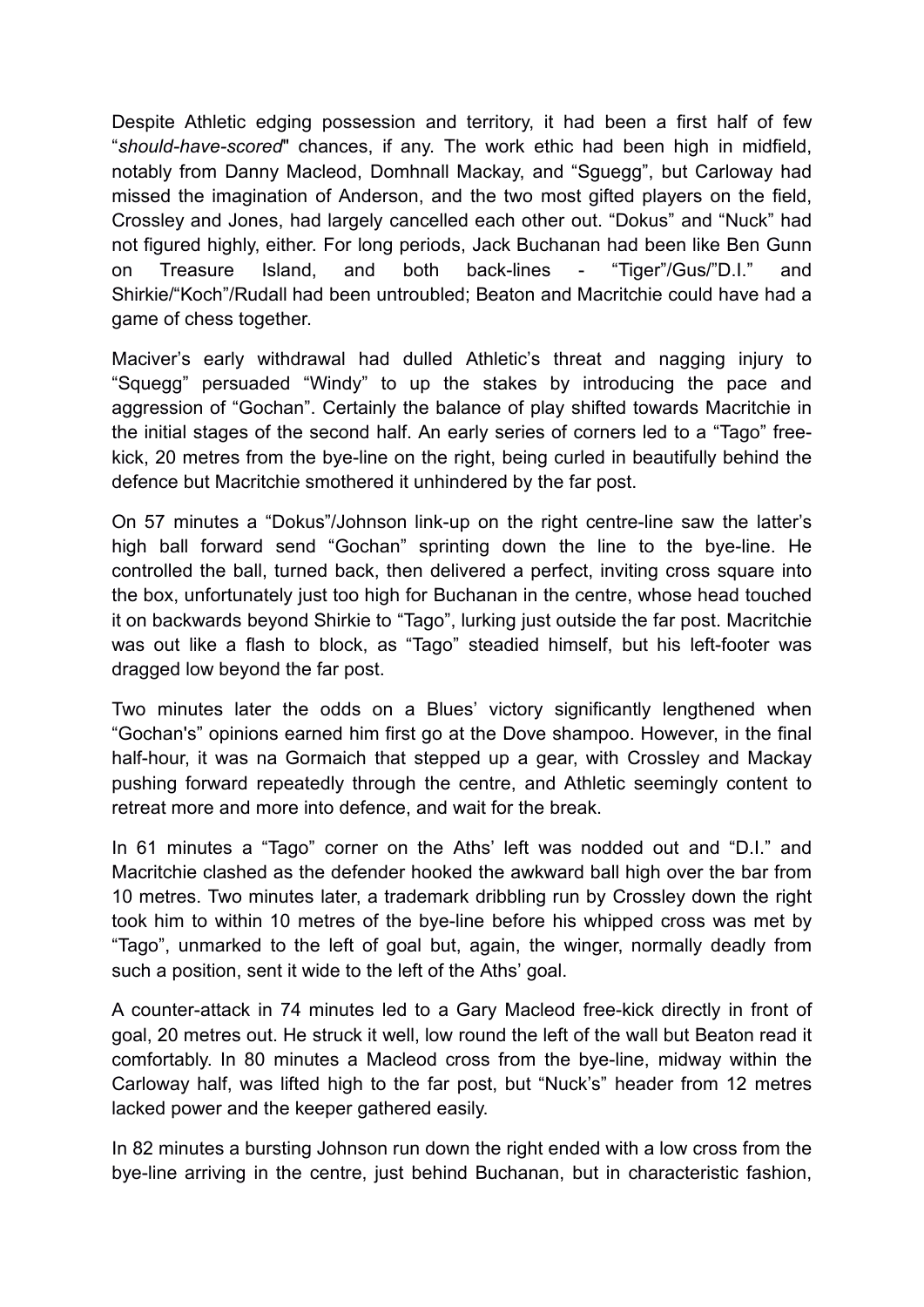Despite Athletic edging possession and territory, it had been a first half of few "*should-have-scored*" chances, if any. The work ethic had been high in midfield, notably from Danny Macleod, Domhnall Mackay, and "Sguegg", but Carloway had missed the imagination of Anderson, and the two most gifted players on the field, Crossley and Jones, had largely cancelled each other out. "Dokus" and "Nuck" had not figured highly, either. For long periods, Jack Buchanan had been like Ben Gunn on Treasure Island, and both back-lines - "Tiger"/Gus/"D.I." and Shirkie/"Koch"/Rudall had been untroubled; Beaton and Macritchie could have had a game of chess together.

Maciver's early withdrawal had dulled Athletic's threat and nagging injury to "Squegg" persuaded "Windy" to up the stakes by introducing the pace and aggression of "Gochan". Certainly the balance of play shifted towards Macritchie in the initial stages of the second half. An early series of corners led to a "Tago" free-kick, 20 metres from the bye-line on the right, being curled in beautifully behind the defence but Macritchie smothered it unhindered by the far post.

On 57 minutes a "Dokus"/Johnson link-up on the right centre-line saw the latter's high ball forward send "Gochan" sprinting down the line to the bye-line. He controlled the ball, turned back, then delivered a perfect, inviting cross square into the box, unfortunately just too high for Buchanan in the centre, whose head touched it on backwards beyond Shirkie to "Tago", lurking just outside the far post. Macritchie was out like a flash to block, as "Tago" steadied himself, but his left-footer was dragged low beyond the far post.

Two minutes later the odds on a Blues' victory significantly lengthened when "Gochan's" opinions earned him first go at the Dove shampoo. However, in the final half-hour, it was na Gormaich that stepped up a gear, with Crossley and Mackay pushing forward repeatedly through the centre, and Athletic seemingly content to retreat more and more into defence, and wait for the break.

In 61 minutes a "Tago" corner on the Aths' left was nodded out and "D.I." and Macritchie clashed as the defender hooked the awkward ball high over the bar from 10 metres. Two minutes later, a trademark dribbling run by Crossley down the right took him to within 10 metres of the bye-line before his whipped cross was met by "Tago", unmarked to the left of goal but, again, the winger, normally deadly from such a position, sent it wide to the left of the Aths' goal.

A counter-attack in 74 minutes led to a Gary Macleod free-kick directly in front of goal, 20 metres out. He struck it well, low round the left of the wall but Beaton read it comfortably. In 80 minutes a Macleod cross from the bye-line, midway within the Carloway half, was lifted high to the far post, but "Nuck's" header from 12 metres lacked power and the keeper gathered easily.

In 82 minutes a bursting Johnson run down the right ended with a low cross from the bye-line arriving in the centre, just behind Buchanan, but in characteristic fashion,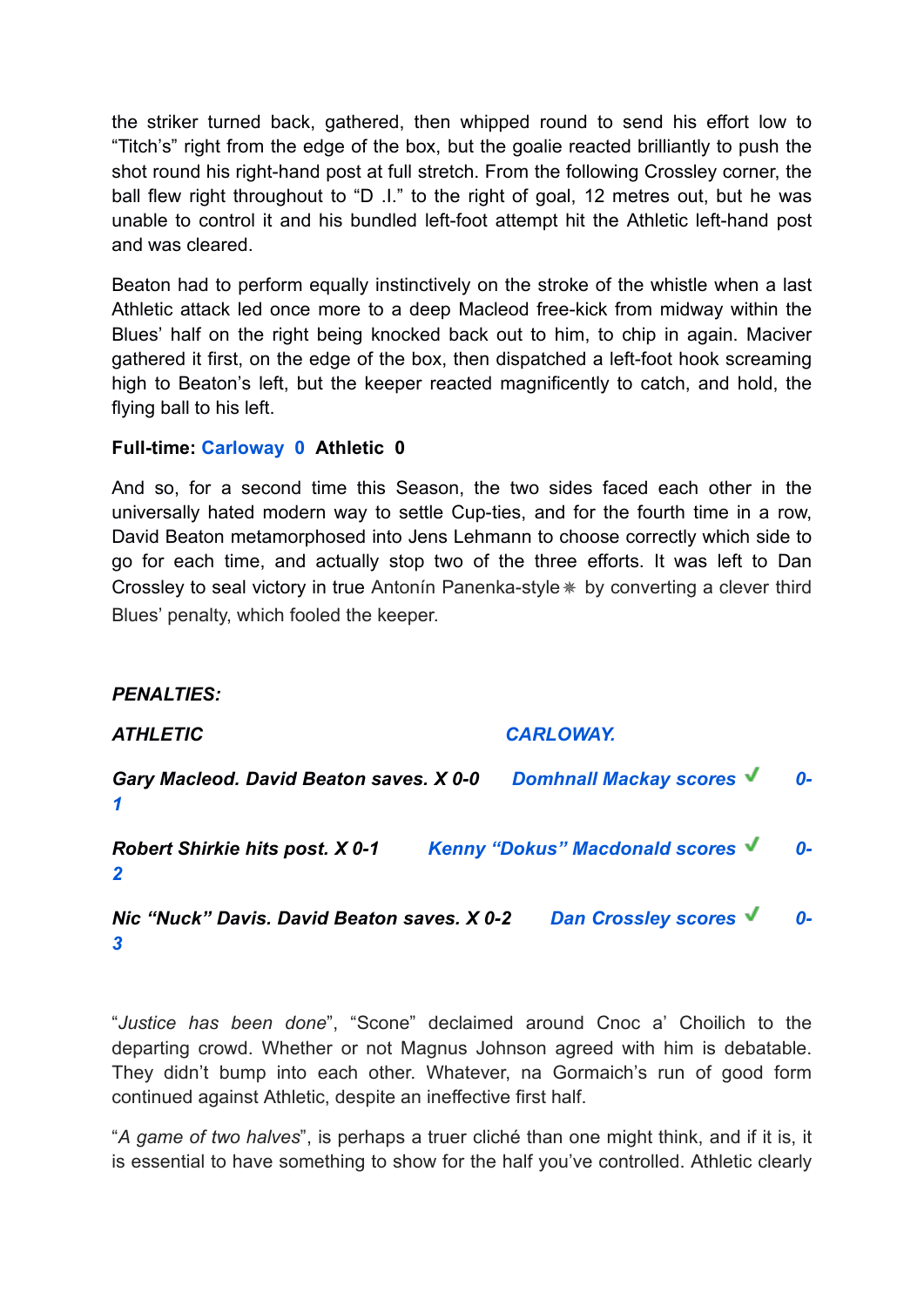the striker turned back, gathered, then whipped round to send his effort low to "Titch's" right from the edge of the box, but the goalie reacted brilliantly to push the shot round his right-hand post at full stretch. From the following Crossley corner, the ball flew right throughout to "D .I." to the right of goal, 12 metres out, but he was unable to control it and his bundled left-foot attempt hit the Athletic left-hand post and was cleared.

Beaton had to perform equally instinctively on the stroke of the whistle when a last Athletic attack led once more to a deep Macleod free-kick from midway within the Blues' half on the right being knocked back out to him, to chip in again. Maciver gathered it first, on the edge of the box, then dispatched a left-foot hook screaming high to Beaton's left, but the keeper reacted magnificently to catch, and hold, the flying ball to his left.

**Full-time: Carloway 0 Athletic 0**

And so, for a second time this Season, the two sides faced each other in the universally hated modern way to settle Cup-ties, and for the fourth time in a row, David Beaton metamorphosed into Jens Lehmann to choose correctly which side to go for each time, and actually stop two of the three efforts. It was left to Dan Crossley to seal victory in true Antonín Panenka-style❋ by converting a clever third Blues' penalty, which fooled the keeper.

***PENALTIES:***

| ***ATHLETIC*** | ***CARLOWAY.*** |
|---|---|
| ***Gary Macleod. David Beaton saves. X 0-0*** | ***Domhnall Mackay scores ✔ 0-1*** |
| ***Robert Shirkie hits post. X 0-1*** | ***Kenny "Dokus" Macdonald scores ✔ 0-2*** |
| ***Nic "Nuck" Davis. David Beaton saves. X 0-2*** | ***Dan Crossley scores ✔ 0-3*** |

"*Justice has been done*", "Scone" declaimed around Cnoc a' Choilich to the departing crowd. Whether or not Magnus Johnson agreed with him is debatable. They didn't bump into each other. Whatever, na Gormaich's run of good form continued against Athletic, despite an ineffective first half.

"*A game of two halves*", is perhaps a truer cliché than one might think, and if it is, it is essential to have something to show for the half you've controlled. Athletic clearly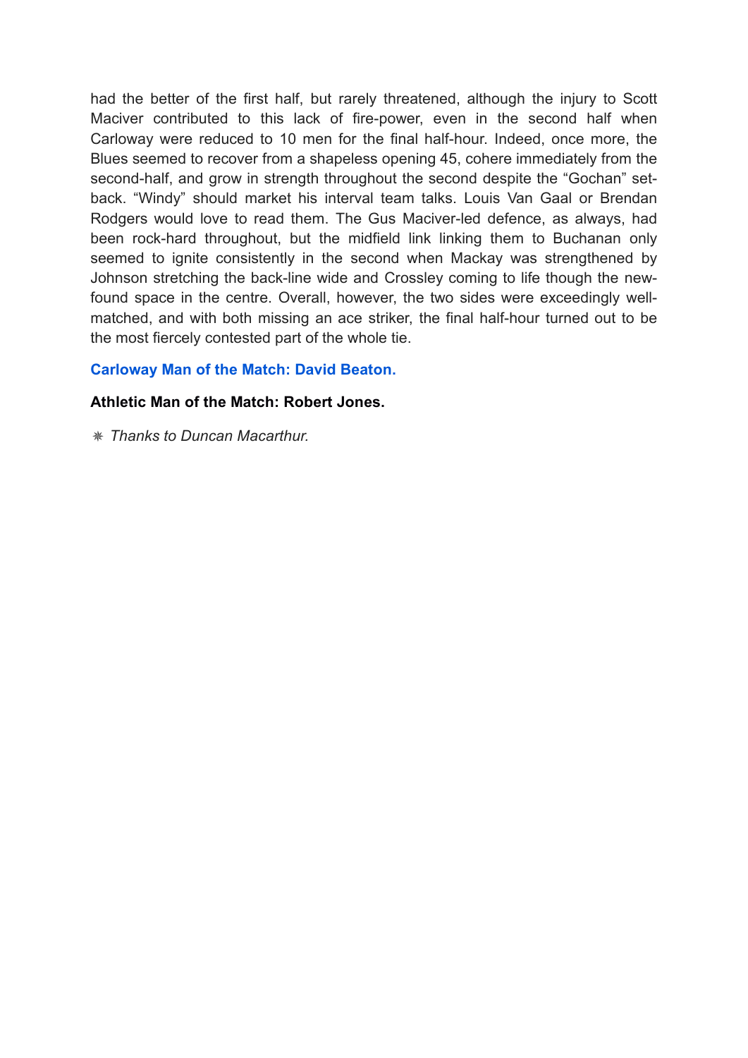had the better of the first half, but rarely threatened, although the injury to Scott Maciver contributed to this lack of fire-power, even in the second half when Carloway were reduced to 10 men for the final half-hour. Indeed, once more, the Blues seemed to recover from a shapeless opening 45, cohere immediately from the second-half, and grow in strength throughout the second despite the "Gochan" set-back. "Windy" should market his interval team talks. Louis Van Gaal or Brendan Rodgers would love to read them. The Gus Maciver-led defence, as always, had been rock-hard throughout, but the midfield link linking them to Buchanan only seemed to ignite consistently in the second when Mackay was strengthened by Johnson stretching the back-line wide and Crossley coming to life though the new-found space in the centre. Overall, however, the two sides were exceedingly well-matched, and with both missing an ace striker, the final half-hour turned out to be the most fiercely contested part of the whole tie.

**Carloway Man of the Match: David Beaton.**

**Athletic Man of the Match: Robert Jones.**

✳ *Thanks to Duncan Macarthur.*